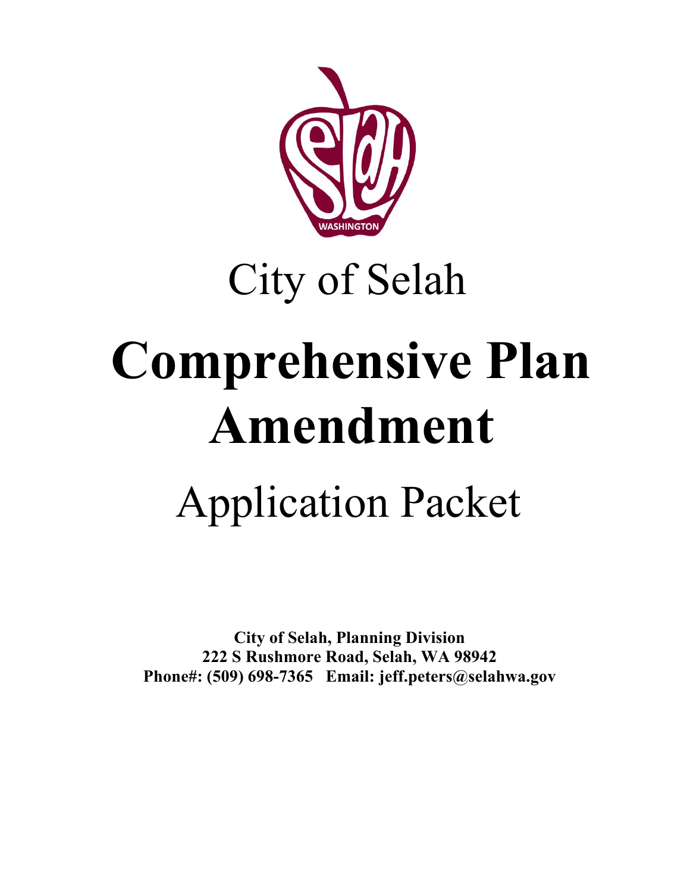City of Selah

# Comprehensive Plan Amendment

Application Packet

**City of Selah, Planning Division**
**222 S Rushmore Road, Selah, WA 98942**
**Phone#: (509) 698-7365 Email: jeff.peters@selahwa.gov**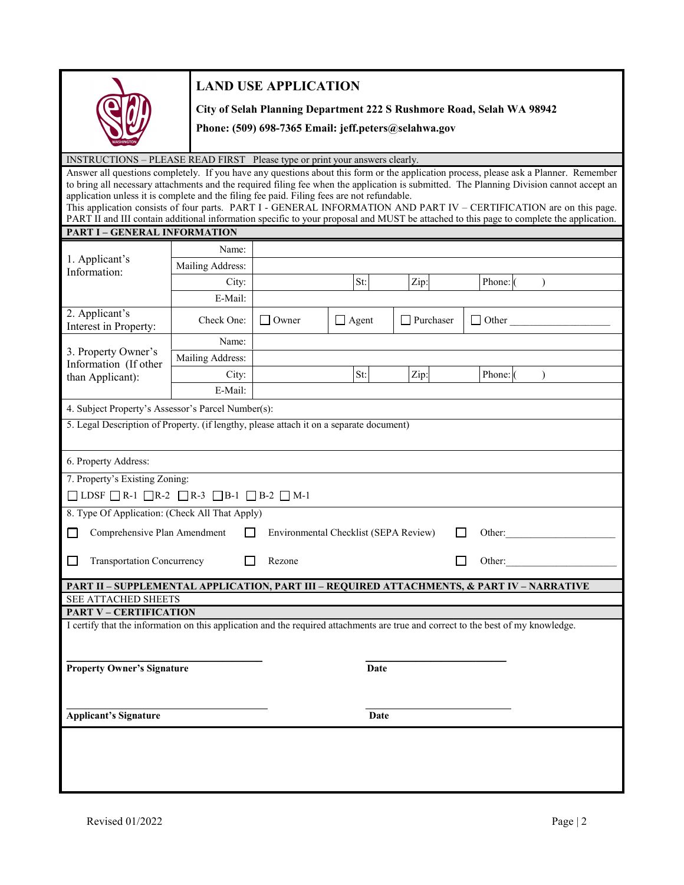# LAND USE APPLICATION

**City of Selah Planning Department 222 S Rushmore Road, Selah WA 98942**

**Phone: (509) 698-7365 Email: jeff.peters@selahwa.gov**

INSTRUCTIONS – PLEASE READ FIRST Please type or print your answers clearly.

Answer all questions completely. If you have any questions about this form or the application process, please ask a Planner. Remember to bring all necessary attachments and the required filing fee when the application is submitted. The Planning Division cannot accept an application unless it is complete and the filing fee paid. Filing fees are not refundable.

This application consists of four parts. PART I - GENERAL INFORMATION AND PART IV – CERTIFICATION are on this page. PART II and III contain additional information specific to your proposal and MUST be attached to this page to complete the application.

## PART I – GENERAL INFORMATION

| | | | | | |
|---|---|---|---|---|---|
| 1. Applicant's Information: | Name: | | | | |
| | Mailing Address: | | | | |
| | City: | | St: | Zip: | Phone: ( ) |
| | E-Mail: | | | | |
| 2. Applicant's Interest in Property: | Check One: | ☐ Owner | ☐ Agent | ☐ Purchaser | ☐ Other ___________ |
| 3. Property Owner's Information (If other than Applicant): | Name: | | | | |
| | Mailing Address: | | | | |
| | City: | | St: | Zip: | Phone: ( ) |
| | E-Mail: | | | | |

4. Subject Property's Assessor's Parcel Number(s):

5. Legal Description of Property. (if lengthy, please attach it on a separate document)

6. Property Address:

7. Property's Existing Zoning:

☐ LDSF ☐ R-1 ☐ R-2 ☐ R-3 ☐ B-1 ☐ B-2 ☐ M-1

8. Type Of Application: (Check All That Apply)

| | | |
|---|---|---|
| ☐ Comprehensive Plan Amendment | ☐ Environmental Checklist (SEPA Review) | ☐ Other: ____________ |
| ☐ Transportation Concurrency | ☐ Rezone | ☐ Other: ____________ |

## PART II – SUPPLEMENTAL APPLICATION, PART III – REQUIRED ATTACHMENTS, & PART IV – NARRATIVE

SEE ATTACHED SHEETS

## PART V – CERTIFICATION

I certify that the information on this application and the required attachments are true and correct to the best of my knowledge.

______________________________ ______________________

**Property Owner's Signature** **Date**

______________________________ ______________________

**Applicant's Signature** **Date**

Revised 01/2022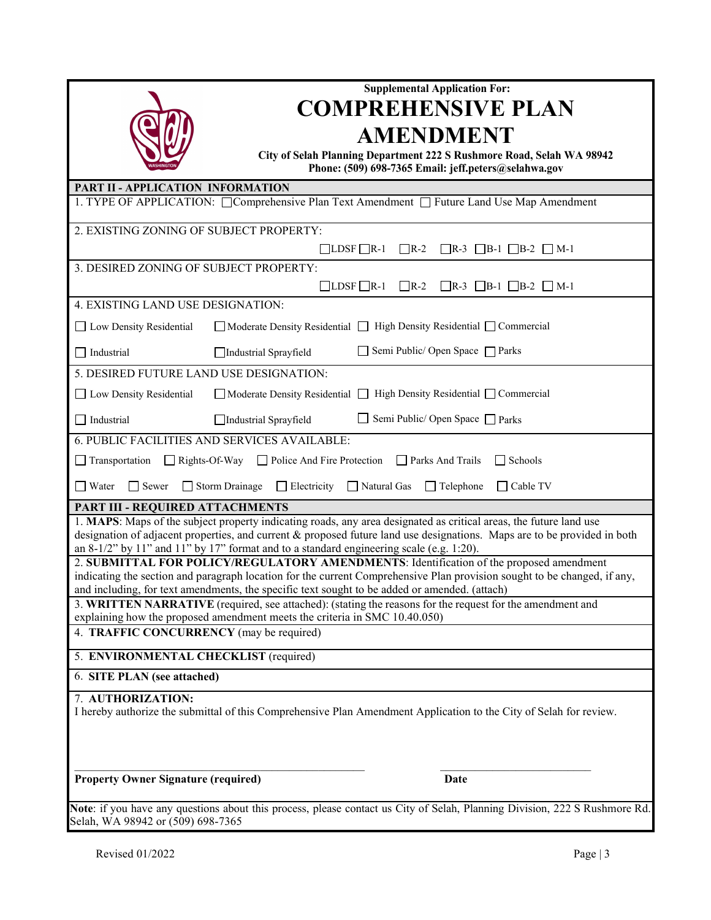Supplemental Application For:

# COMPREHENSIVE PLAN AMENDMENT

**City of Selah Planning Department 222 S Rushmore Road, Selah WA 98942**
**Phone: (509) 698-7365 Email: jeff.peters@selahwa.gov**

## PART II - APPLICATION INFORMATION

1. TYPE OF APPLICATION: ☐ Comprehensive Plan Text Amendment ☐ Future Land Use Map Amendment

2. EXISTING ZONING OF SUBJECT PROPERTY:

☐ LDSF ☐ R-1 ☐ R-2 ☐ R-3 ☐ B-1 ☐ B-2 ☐ M-1

3. DESIRED ZONING OF SUBJECT PROPERTY:

☐ LDSF ☐ R-1 ☐ R-2 ☐ R-3 ☐ B-1 ☐ B-2 ☐ M-1

4. EXISTING LAND USE DESIGNATION:

☐ Low Density Residential ☐ Moderate Density Residential ☐ High Density Residential ☐ Commercial

☐ Industrial ☐ Industrial Sprayfield ☐ Semi Public/ Open Space ☐ Parks

5. DESIRED FUTURE LAND USE DESIGNATION:

☐ Low Density Residential ☐ Moderate Density Residential ☐ High Density Residential ☐ Commercial

☐ Industrial ☐ Industrial Sprayfield ☐ Semi Public/ Open Space ☐ Parks

6. PUBLIC FACILITIES AND SERVICES AVAILABLE:

☐ Transportation ☐ Rights-Of-Way ☐ Police And Fire Protection ☐ Parks And Trails ☐ Schools

☐ Water ☐ Sewer ☐ Storm Drainage ☐ Electricity ☐ Natural Gas ☐ Telephone ☐ Cable TV

## PART III - REQUIRED ATTACHMENTS

1. **MAPS**: Maps of the subject property indicating roads, any area designated as critical areas, the future land use designation of adjacent properties, and current & proposed future land use designations. Maps are to be provided in both an 8-1/2" by 11" and 11" by 17" format and to a standard engineering scale (e.g. 1:20).

2. **SUBMITTAL FOR POLICY/REGULATORY AMENDMENTS**: Identification of the proposed amendment indicating the section and paragraph location for the current Comprehensive Plan provision sought to be changed, if any, and including, for text amendments, the specific text sought to be added or amended. (attach)

3. **WRITTEN NARRATIVE** (required, see attached): (stating the reasons for the request for the amendment and explaining how the proposed amendment meets the criteria in SMC 10.40.050)

4. **TRAFFIC CONCURRENCY** (may be required)

5. **ENVIRONMENTAL CHECKLIST** (required)

6. **SITE PLAN (see attached)**

7. **AUTHORIZATION:**
I hereby authorize the submittal of this Comprehensive Plan Amendment Application to the City of Selah for review.

\_\_\_\_\_\_\_\_\_\_\_\_\_\_\_\_\_\_\_\_\_\_\_\_\_\_\_\_\_\_\_\_\_\_\_\_\_\_ \_\_\_\_\_\_\_\_\_\_\_\_\_\_\_\_\_\_\_\_\_\_\_\_

**Property Owner Signature (required)** **Date**

**Note**: if you have any questions about this process, please contact us City of Selah, Planning Division, 222 S Rushmore Rd. Selah, WA 98942 or (509) 698-7365

Revised 01/2022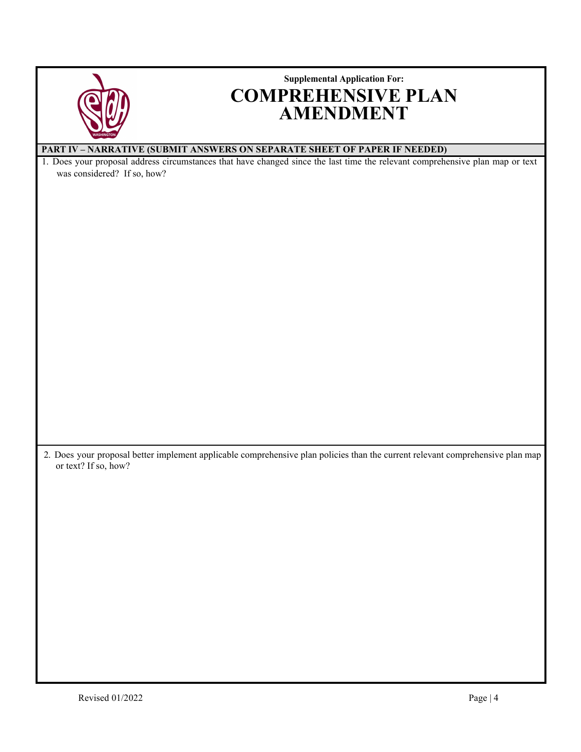Supplemental Application For:

# COMPREHENSIVE PLAN AMENDMENT

## PART IV – NARRATIVE (SUBMIT ANSWERS ON SEPARATE SHEET OF PAPER IF NEEDED)

1. Does your proposal address circumstances that have changed since the last time the relevant comprehensive plan map or text was considered? If so, how?

2. Does your proposal better implement applicable comprehensive plan policies than the current relevant comprehensive plan map or text? If so, how?

Revised 01/2022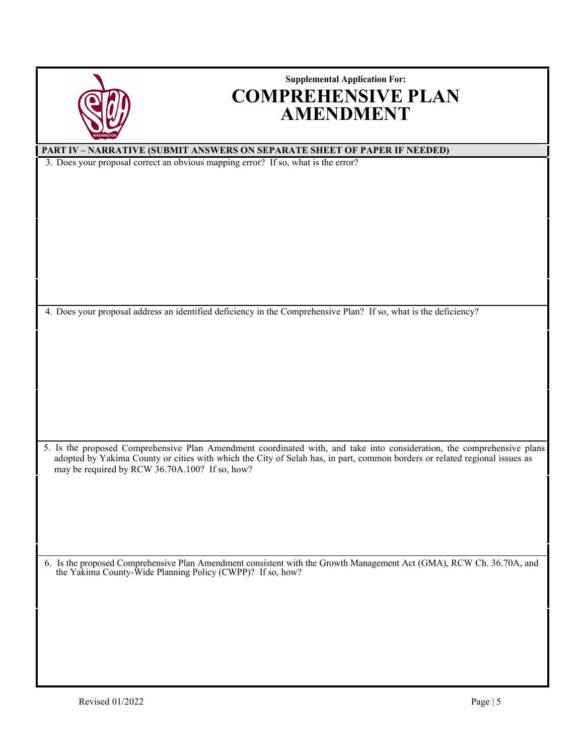Supplemental Application For:

# COMPREHENSIVE PLAN AMENDMENT

**PART IV – NARRATIVE (SUBMIT ANSWERS ON SEPARATE SHEET OF PAPER IF NEEDED)**

3. Does your proposal correct an obvious mapping error? If so, what is the error?

4. Does your proposal address an identified deficiency in the Comprehensive Plan? If so, what is the deficiency?

5. Is the proposed Comprehensive Plan Amendment coordinated with, and take into consideration, the comprehensive plans adopted by Yakima County or cities with which the City of Selah has, in part, common borders or related regional issues as may be required by RCW 36.70A.100? If so, how?

6. Is the proposed Comprehensive Plan Amendment consistent with the Growth Management Act (GMA), RCW Ch. 36.70A, and the Yakima County-Wide Planning Policy (CWPP)? If so, how?

Revised 01/2022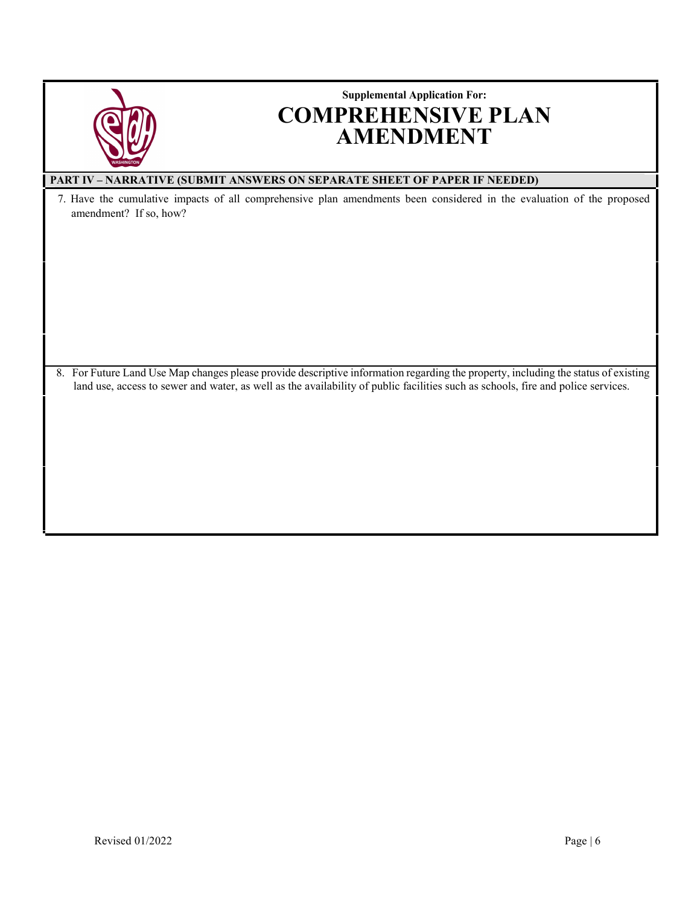**Supplemental Application For:**

# COMPREHENSIVE PLAN AMENDMENT

**PART IV – NARRATIVE (SUBMIT ANSWERS ON SEPARATE SHEET OF PAPER IF NEEDED)**

7. Have the cumulative impacts of all comprehensive plan amendments been considered in the evaluation of the proposed amendment? If so, how?

8. For Future Land Use Map changes please provide descriptive information regarding the property, including the status of existing land use, access to sewer and water, as well as the availability of public facilities such as schools, fire and police services.

Revised 01/2022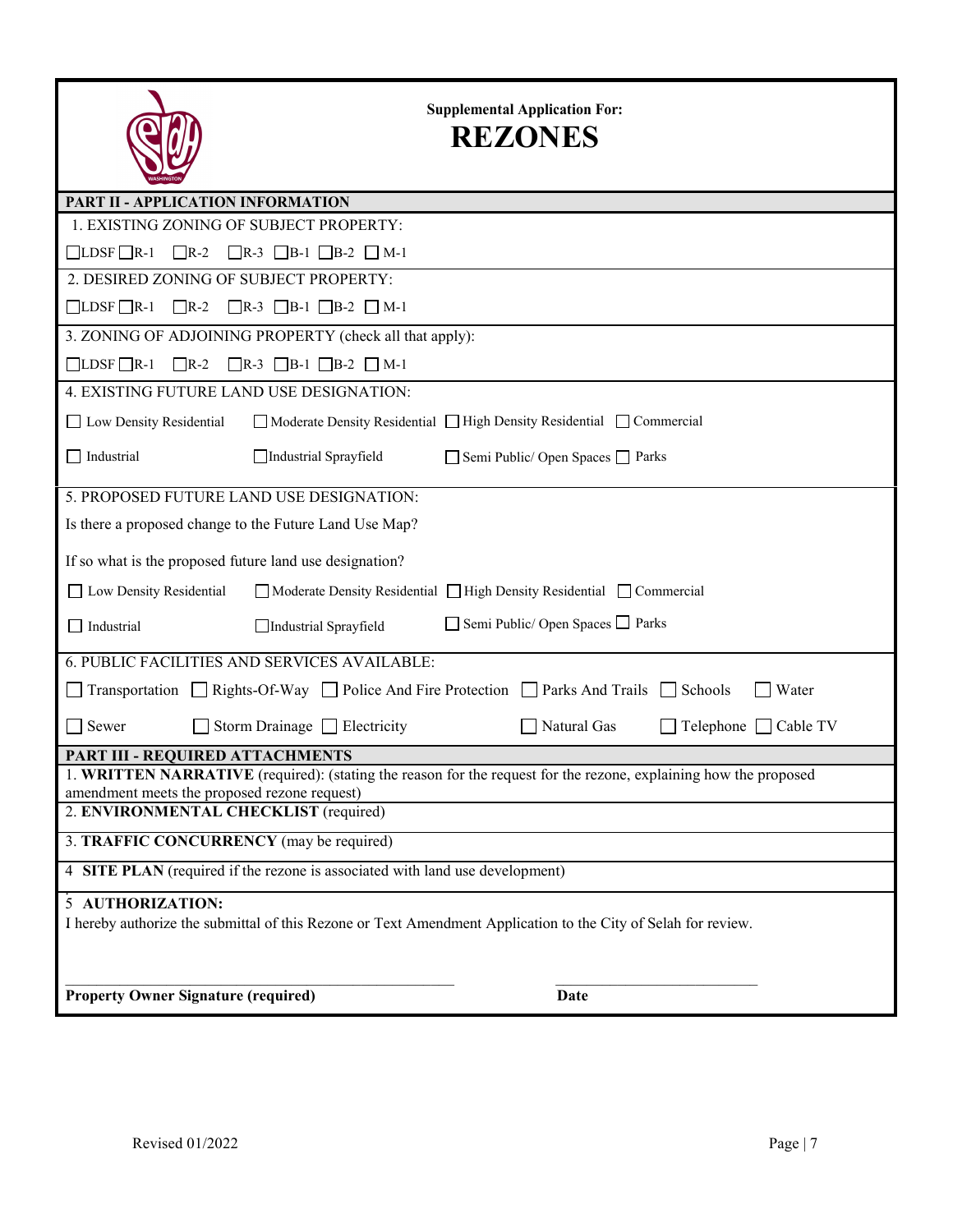**Supplemental Application For:**

# REZONES

## PART II - APPLICATION INFORMATION

1. EXISTING ZONING OF SUBJECT PROPERTY:

☐ LDSF ☐ R-1 ☐ R-2 ☐ R-3 ☐ B-1 ☐ B-2 ☐ M-1

2. DESIRED ZONING OF SUBJECT PROPERTY:

☐ LDSF ☐ R-1 ☐ R-2 ☐ R-3 ☐ B-1 ☐ B-2 ☐ M-1

3. ZONING OF ADJOINING PROPERTY (check all that apply):

☐ LDSF ☐ R-1 ☐ R-2 ☐ R-3 ☐ B-1 ☐ B-2 ☐ M-1

4. EXISTING FUTURE LAND USE DESIGNATION:

☐ Low Density Residential ☐ Moderate Density Residential ☐ High Density Residential ☐ Commercial

☐ Industrial ☐ Industrial Sprayfield ☐ Semi Public/ Open Spaces ☐ Parks

5. PROPOSED FUTURE LAND USE DESIGNATION:

Is there a proposed change to the Future Land Use Map?

If so what is the proposed future land use designation?

☐ Low Density Residential ☐ Moderate Density Residential ☐ High Density Residential ☐ Commercial

☐ Industrial ☐ Industrial Sprayfield ☐ Semi Public/ Open Spaces ☐ Parks

6. PUBLIC FACILITIES AND SERVICES AVAILABLE:

☐ Transportation ☐ Rights-Of-Way ☐ Police And Fire Protection ☐ Parks And Trails ☐ Schools ☐ Water

☐ Sewer ☐ Storm Drainage ☐ Electricity ☐ Natural Gas ☐ Telephone ☐ Cable TV

## PART III - REQUIRED ATTACHMENTS

1. **WRITTEN NARRATIVE** (required): (stating the reason for the request for the rezone, explaining how the proposed amendment meets the proposed rezone request)

2. **ENVIRONMENTAL CHECKLIST** (required)

3. **TRAFFIC CONCURRENCY** (may be required)

4 **SITE PLAN** (required if the rezone is associated with land use development)

5 **AUTHORIZATION:**

I hereby authorize the submittal of this Rezone or Text Amendment Application to the City of Selah for review.

\_\_\_\_\_\_\_\_\_\_\_\_\_\_\_\_\_\_\_\_\_\_\_\_\_\_\_\_\_\_\_\_\_\_\_\_\_\_\_\_ \_\_\_\_\_\_\_\_\_\_\_\_\_\_\_\_\_\_\_\_\_\_

**Property Owner Signature (required)** **Date**

Revised 01/2022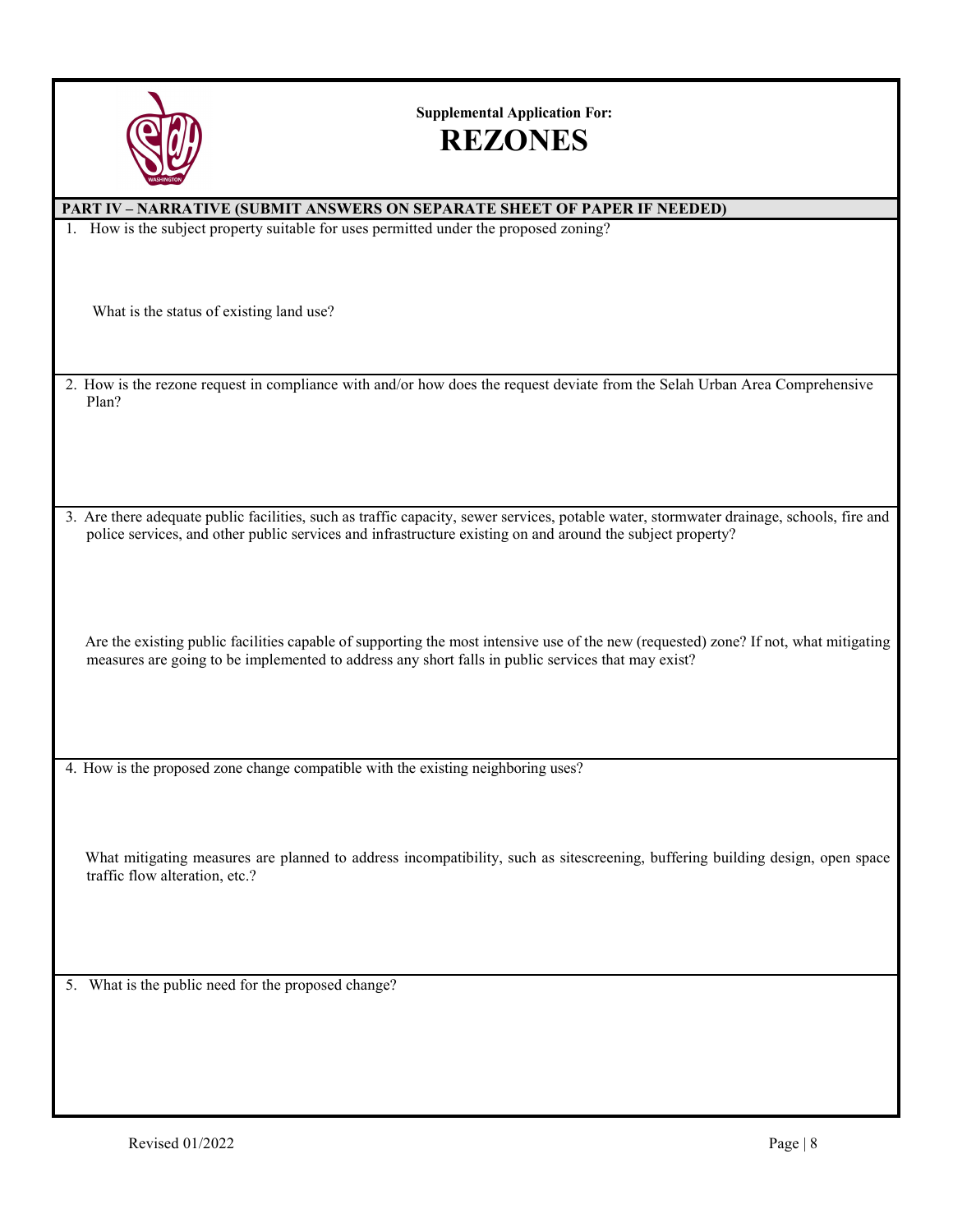**Supplemental Application For:**

# REZONES

## PART IV – NARRATIVE (SUBMIT ANSWERS ON SEPARATE SHEET OF PAPER IF NEEDED)

1. How is the subject property suitable for uses permitted under the proposed zoning?

   What is the status of existing land use?

2. How is the rezone request in compliance with and/or how does the request deviate from the Selah Urban Area Comprehensive Plan?

3. Are there adequate public facilities, such as traffic capacity, sewer services, potable water, stormwater drainage, schools, fire and police services, and other public services and infrastructure existing on and around the subject property?

   Are the existing public facilities capable of supporting the most intensive use of the new (requested) zone? If not, what mitigating measures are going to be implemented to address any short falls in public services that may exist?

4. How is the proposed zone change compatible with the existing neighboring uses?

   What mitigating measures are planned to address incompatibility, such as sitescreening, buffering building design, open space traffic flow alteration, etc.?

5. What is the public need for the proposed change?

Revised 01/2022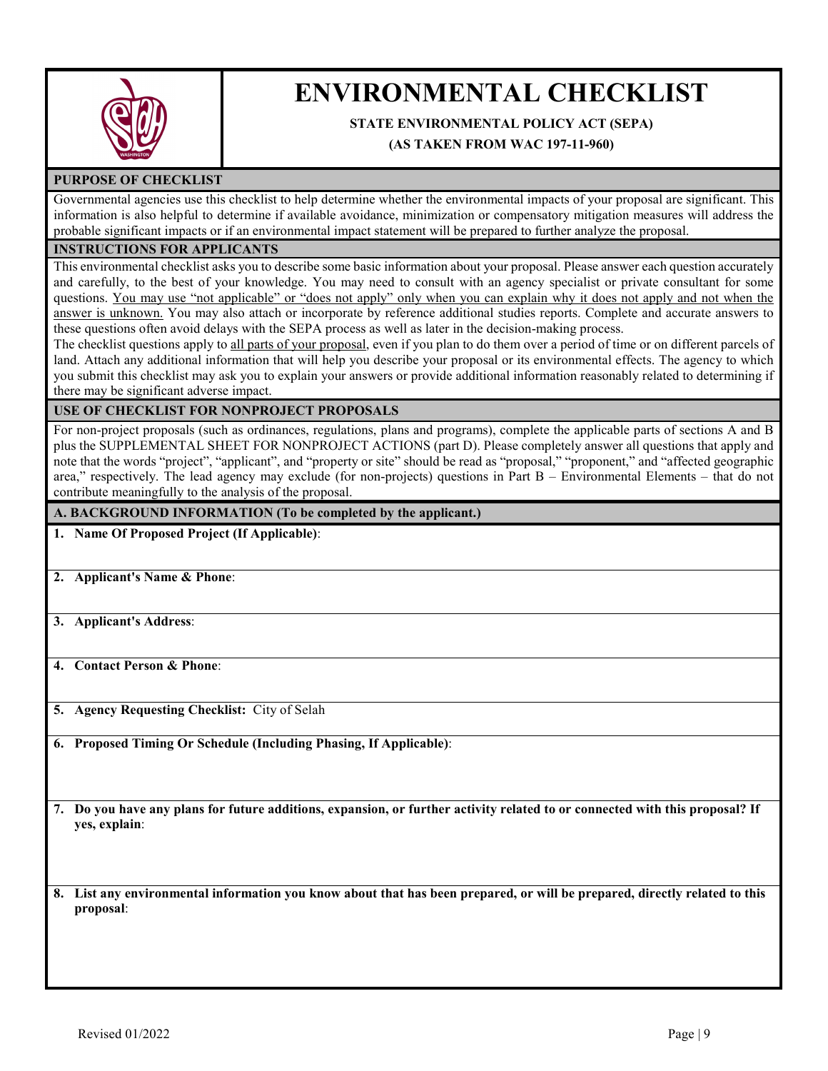# ENVIRONMENTAL CHECKLIST

**STATE ENVIRONMENTAL POLICY ACT (SEPA)**

**(AS TAKEN FROM WAC 197-11-960)**

## PURPOSE OF CHECKLIST

Governmental agencies use this checklist to help determine whether the environmental impacts of your proposal are significant. This information is also helpful to determine if available avoidance, minimization or compensatory mitigation measures will address the probable significant impacts or if an environmental impact statement will be prepared to further analyze the proposal.

## INSTRUCTIONS FOR APPLICANTS

This environmental checklist asks you to describe some basic information about your proposal. Please answer each question accurately and carefully, to the best of your knowledge. You may need to consult with an agency specialist or private consultant for some questions. <u>You may use "not applicable" or "does not apply" only when you can explain why it does not apply and not when the answer is unknown.</u> You may also attach or incorporate by reference additional studies reports. Complete and accurate answers to these questions often avoid delays with the SEPA process as well as later in the decision-making process.

The checklist questions apply to <u>all parts of your proposal</u>, even if you plan to do them over a period of time or on different parcels of land. Attach any additional information that will help you describe your proposal or its environmental effects. The agency to which you submit this checklist may ask you to explain your answers or provide additional information reasonably related to determining if there may be significant adverse impact.

## USE OF CHECKLIST FOR NONPROJECT PROPOSALS

For non-project proposals (such as ordinances, regulations, plans and programs), complete the applicable parts of sections A and B plus the SUPPLEMENTAL SHEET FOR NONPROJECT ACTIONS (part D). Please completely answer all questions that apply and note that the words "project", "applicant", and "property or site" should be read as "proposal," "proponent," and "affected geographic area," respectively. The lead agency may exclude (for non-projects) questions in Part B – Environmental Elements – that do not contribute meaningfully to the analysis of the proposal.

## A. BACKGROUND INFORMATION (To be completed by the applicant.)

1. **Name Of Proposed Project (If Applicable)**:

2. **Applicant's Name & Phone**:

3. **Applicant's Address**:

4. **Contact Person & Phone**:

5. **Agency Requesting Checklist:** City of Selah

6. **Proposed Timing Or Schedule (Including Phasing, If Applicable)**:

7. **Do you have any plans for future additions, expansion, or further activity related to or connected with this proposal? If yes, explain**:

8. **List any environmental information you know about that has been prepared, or will be prepared, directly related to this proposal**: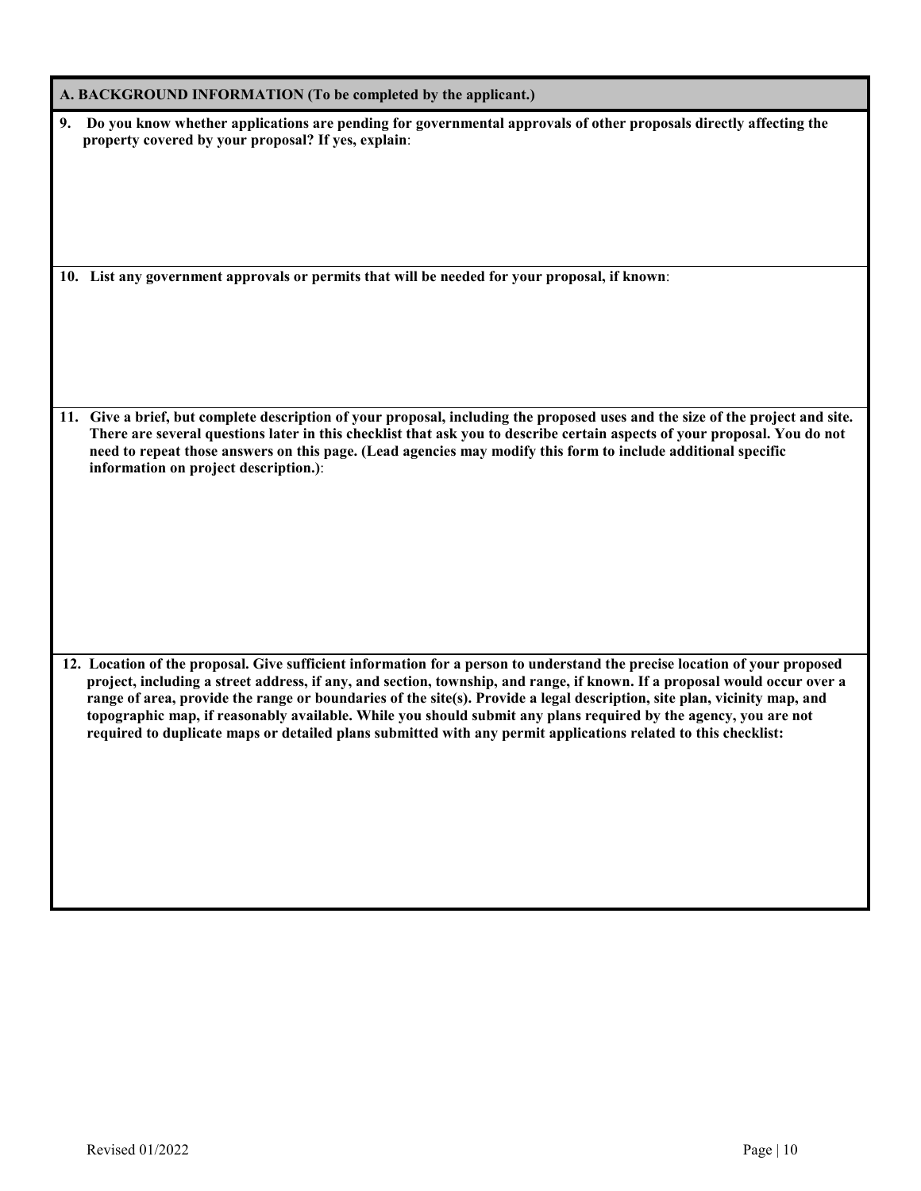## A. BACKGROUND INFORMATION (To be completed by the applicant.)

**9. Do you know whether applications are pending for governmental approvals of other proposals directly affecting the property covered by your proposal? If yes, explain**:

**10. List any government approvals or permits that will be needed for your proposal, if known**:

**11. Give a brief, but complete description of your proposal, including the proposed uses and the size of the project and site. There are several questions later in this checklist that ask you to describe certain aspects of your proposal. You do not need to repeat those answers on this page. (Lead agencies may modify this form to include additional specific information on project description.)**:

**12. Location of the proposal. Give sufficient information for a person to understand the precise location of your proposed project, including a street address, if any, and section, township, and range, if known. If a proposal would occur over a range of area, provide the range or boundaries of the site(s). Provide a legal description, site plan, vicinity map, and topographic map, if reasonably available. While you should submit any plans required by the agency, you are not required to duplicate maps or detailed plans submitted with any permit applications related to this checklist:**

Revised 01/2022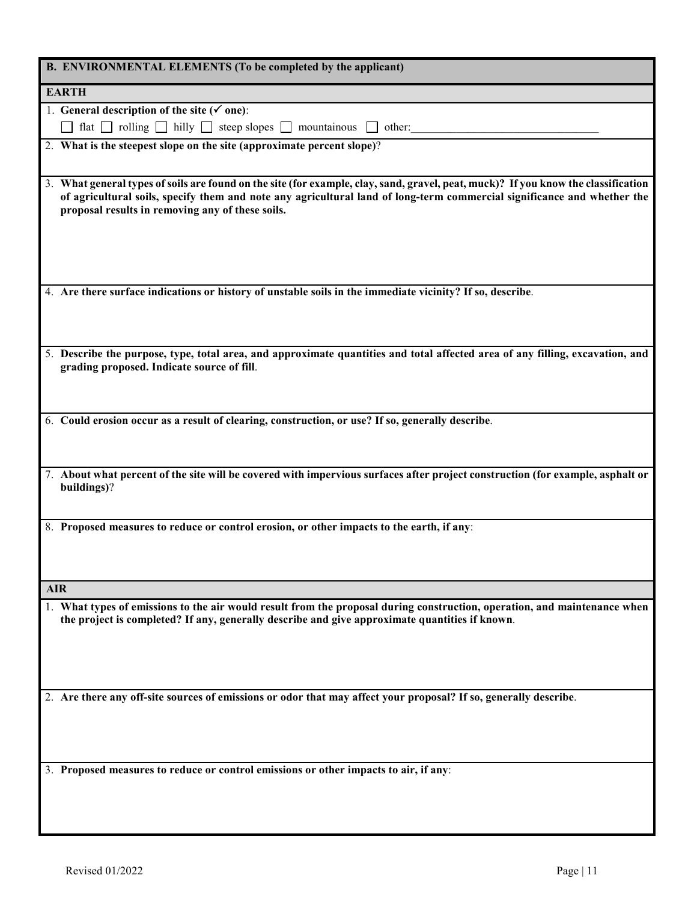## B. ENVIRONMENTAL ELEMENTS (To be completed by the applicant)

### EARTH

1. **General description of the site (✓ one)**:

   ☐ flat ☐ rolling ☐ hilly ☐ steep slopes ☐ mountainous ☐ other:\_\_\_\_\_\_\_\_\_\_\_\_\_\_\_\_\_\_\_\_\_\_\_\_\_\_\_\_\_\_\_\_

2. **What is the steepest slope on the site (approximate percent slope)**?

3. **What general types of soils are found on the site (for example, clay, sand, gravel, peat, muck)? If you know the classification of agricultural soils, specify them and note any agricultural land of long-term commercial significance and whether the proposal results in removing any of these soils.**

4. **Are there surface indications or history of unstable soils in the immediate vicinity? If so, describe**.

5. **Describe the purpose, type, total area, and approximate quantities and total affected area of any filling, excavation, and grading proposed. Indicate source of fill**.

6. **Could erosion occur as a result of clearing, construction, or use? If so, generally describe**.

7. **About what percent of the site will be covered with impervious surfaces after project construction (for example, asphalt or buildings)**?

8. **Proposed measures to reduce or control erosion, or other impacts to the earth, if any**:

### AIR

1. **What types of emissions to the air would result from the proposal during construction, operation, and maintenance when the project is completed? If any, generally describe and give approximate quantities if known**.

2. **Are there any off-site sources of emissions or odor that may affect your proposal? If so, generally describe**.

3. **Proposed measures to reduce or control emissions or other impacts to air, if any**:

Revised 01/2022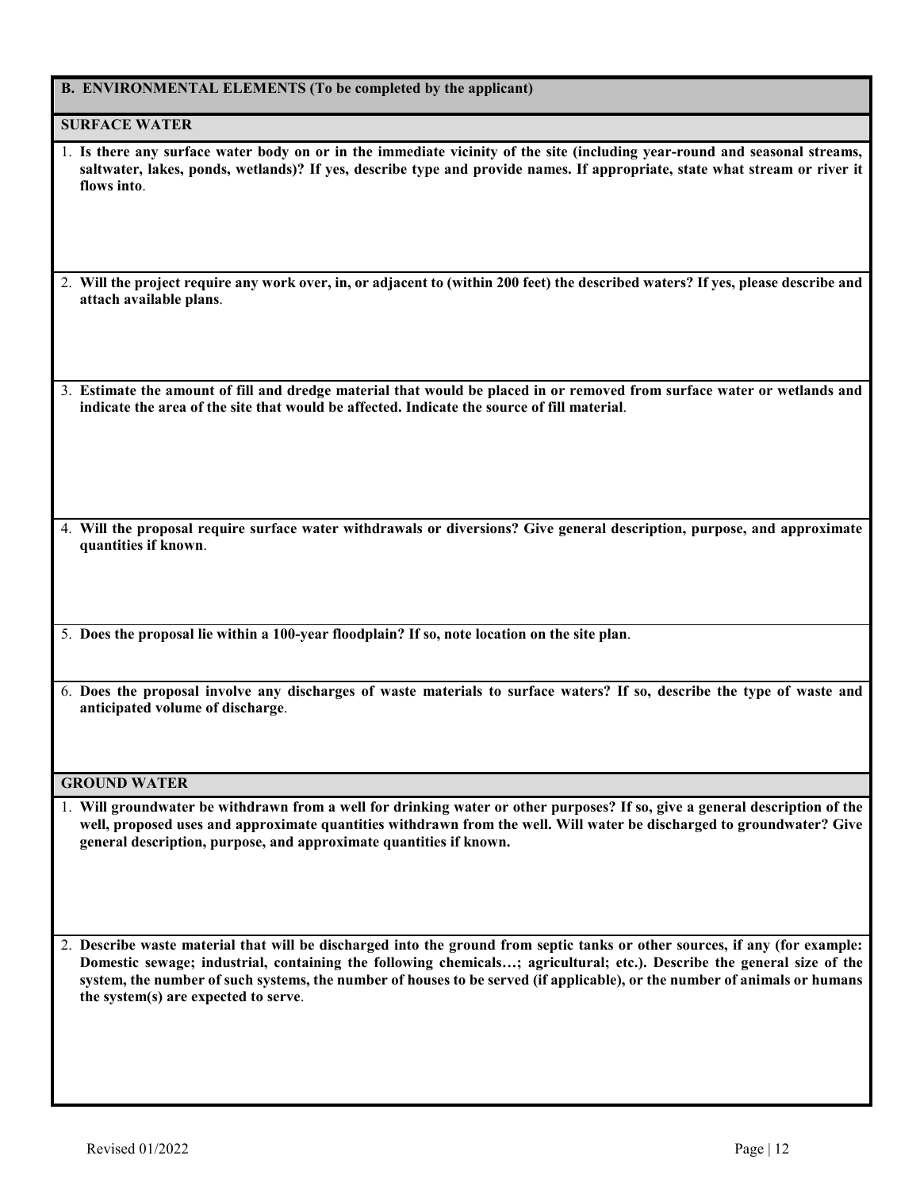## B. ENVIRONMENTAL ELEMENTS (To be completed by the applicant)

### SURFACE WATER

1. **Is there any surface water body on or in the immediate vicinity of the site (including year-round and seasonal streams, saltwater, lakes, ponds, wetlands)? If yes, describe type and provide names. If appropriate, state what stream or river it flows into**.

2. **Will the project require any work over, in, or adjacent to (within 200 feet) the described waters? If yes, please describe and attach available plans**.

3. **Estimate the amount of fill and dredge material that would be placed in or removed from surface water or wetlands and indicate the area of the site that would be affected. Indicate the source of fill material**.

4. **Will the proposal require surface water withdrawals or diversions? Give general description, purpose, and approximate quantities if known**.

5. **Does the proposal lie within a 100-year floodplain? If so, note location on the site plan**.

6. **Does the proposal involve any discharges of waste materials to surface waters? If so, describe the type of waste and anticipated volume of discharge**.

### GROUND WATER

1. **Will groundwater be withdrawn from a well for drinking water or other purposes? If so, give a general description of the well, proposed uses and approximate quantities withdrawn from the well. Will water be discharged to groundwater? Give general description, purpose, and approximate quantities if known.**

2. **Describe waste material that will be discharged into the ground from septic tanks or other sources, if any (for example: Domestic sewage; industrial, containing the following chemicals…; agricultural; etc.). Describe the general size of the system, the number of such systems, the number of houses to be served (if applicable), or the number of animals or humans the system(s) are expected to serve**.

Revised 01/2022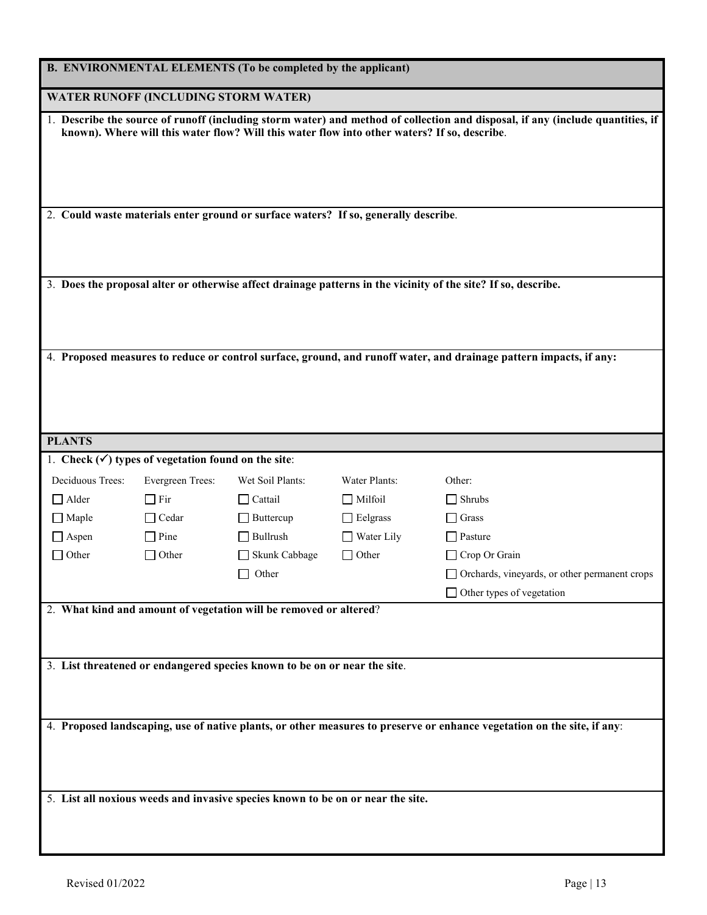## B. ENVIRONMENTAL ELEMENTS (To be completed by the applicant)

### WATER RUNOFF (INCLUDING STORM WATER)

1. **Describe the source of runoff (including storm water) and method of collection and disposal, if any (include quantities, if known). Where will this water flow? Will this water flow into other waters? If so, describe**.

2. **Could waste materials enter ground or surface waters? If so, generally describe**.

3. **Does the proposal alter or otherwise affect drainage patterns in the vicinity of the site? If so, describe.**

4. **Proposed measures to reduce or control surface, ground, and runoff water, and drainage pattern impacts, if any:**

### PLANTS

1. **Check (✓) types of vegetation found on the site**:

| Deciduous Trees: | Evergreen Trees: | Wet Soil Plants: | Water Plants: | Other: |
|---|---|---|---|---|
| ☐ Alder | ☐ Fir | ☐ Cattail | ☐ Milfoil | ☐ Shrubs |
| ☐ Maple | ☐ Cedar | ☐ Buttercup | ☐ Eelgrass | ☐ Grass |
| ☐ Aspen | ☐ Pine | ☐ Bullrush | ☐ Water Lily | ☐ Pasture |
| ☐ Other | ☐ Other | ☐ Skunk Cabbage | ☐ Other | ☐ Crop Or Grain |
| | | ☐ Other | | ☐ Orchards, vineyards, or other permanent crops |
| | | | | ☐ Other types of vegetation |

2. **What kind and amount of vegetation will be removed or altered**?

3. **List threatened or endangered species known to be on or near the site**.

4. **Proposed landscaping, use of native plants, or other measures to preserve or enhance vegetation on the site, if any**:

5. **List all noxious weeds and invasive species known to be on or near the site.**

Revised 01/2022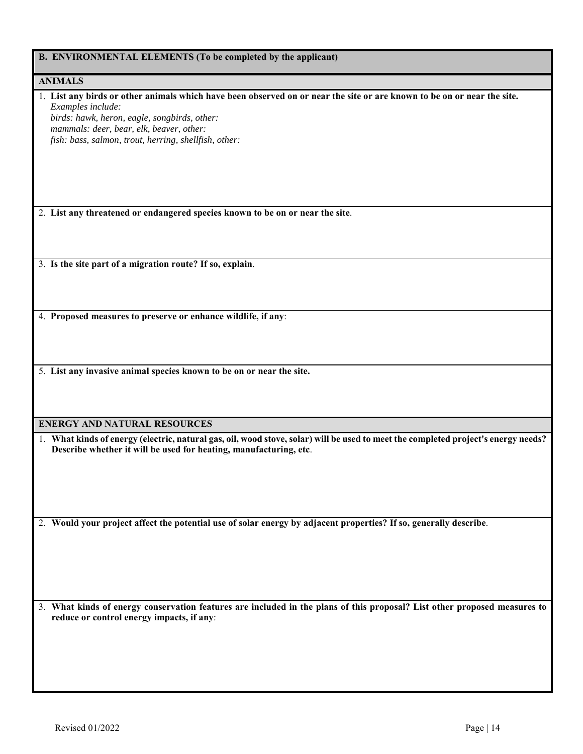## B. ENVIRONMENTAL ELEMENTS (To be completed by the applicant)

### ANIMALS

1. **List any birds or other animals which have been observed on or near the site or are known to be on or near the site.**
   *Examples include:*
   *birds: hawk, heron, eagle, songbirds, other:*
   *mammals: deer, bear, elk, beaver, other:*
   *fish: bass, salmon, trout, herring, shellfish, other:*

2. **List any threatened or endangered species known to be on or near the site**.

3. **Is the site part of a migration route? If so, explain**.

4. **Proposed measures to preserve or enhance wildlife, if any**:

5. **List any invasive animal species known to be on or near the site.**

### ENERGY AND NATURAL RESOURCES

1. **What kinds of energy (electric, natural gas, oil, wood stove, solar) will be used to meet the completed project's energy needs? Describe whether it will be used for heating, manufacturing, etc**.

2. **Would your project affect the potential use of solar energy by adjacent properties? If so, generally describe**.

3. **What kinds of energy conservation features are included in the plans of this proposal? List other proposed measures to reduce or control energy impacts, if any**:

Revised 01/2022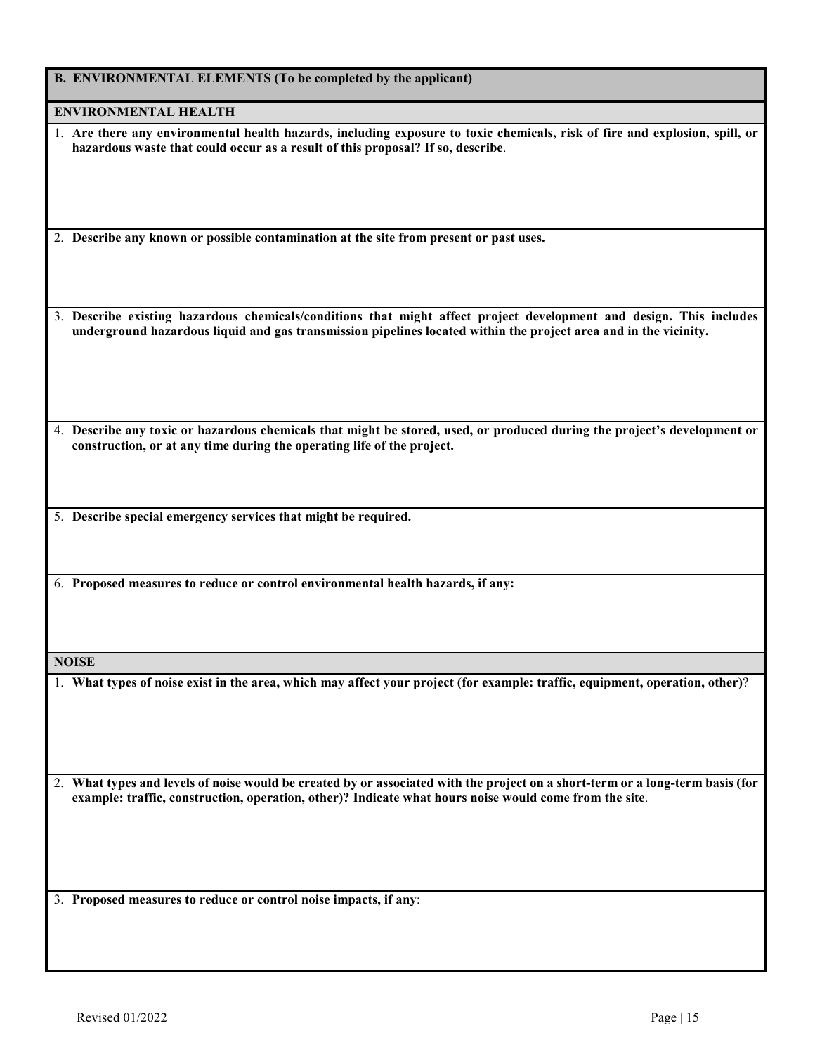## B. ENVIRONMENTAL ELEMENTS (To be completed by the applicant)

### ENVIRONMENTAL HEALTH

1. **Are there any environmental health hazards, including exposure to toxic chemicals, risk of fire and explosion, spill, or hazardous waste that could occur as a result of this proposal? If so, describe**.

2. **Describe any known or possible contamination at the site from present or past uses.**

3. **Describe existing hazardous chemicals/conditions that might affect project development and design. This includes underground hazardous liquid and gas transmission pipelines located within the project area and in the vicinity.**

4. **Describe any toxic or hazardous chemicals that might be stored, used, or produced during the project's development or construction, or at any time during the operating life of the project.**

5. **Describe special emergency services that might be required.**

6. **Proposed measures to reduce or control environmental health hazards, if any:**

### NOISE

1. **What types of noise exist in the area, which may affect your project (for example: traffic, equipment, operation, other)**?

2. **What types and levels of noise would be created by or associated with the project on a short-term or a long-term basis (for example: traffic, construction, operation, other)? Indicate what hours noise would come from the site**.

3. **Proposed measures to reduce or control noise impacts, if any**:

Revised 01/2022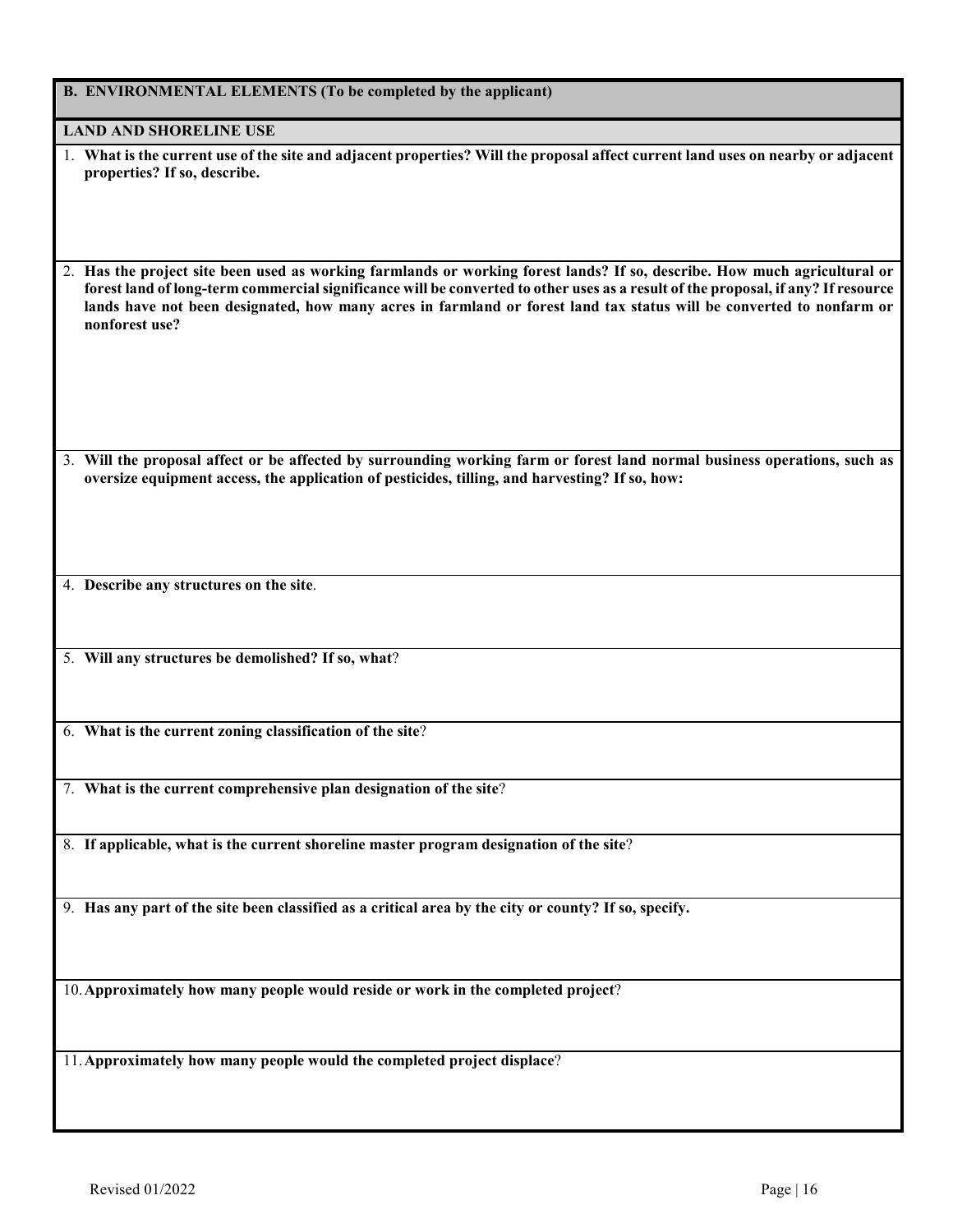## B. ENVIRONMENTAL ELEMENTS (To be completed by the applicant)

### LAND AND SHORELINE USE

1. **What is the current use of the site and adjacent properties? Will the proposal affect current land uses on nearby or adjacent properties? If so, describe.**

2. **Has the project site been used as working farmlands or working forest lands? If so, describe. How much agricultural or forest land of long-term commercial significance will be converted to other uses as a result of the proposal, if any? If resource lands have not been designated, how many acres in farmland or forest land tax status will be converted to nonfarm or nonforest use?**

3. **Will the proposal affect or be affected by surrounding working farm or forest land normal business operations, such as oversize equipment access, the application of pesticides, tilling, and harvesting? If so, how:**

4. **Describe any structures on the site**.

5. **Will any structures be demolished? If so, what**?

6. **What is the current zoning classification of the site**?

7. **What is the current comprehensive plan designation of the site**?

8. **If applicable, what is the current shoreline master program designation of the site**?

9. **Has any part of the site been classified as a critical area by the city or county? If so, specify.**

10. **Approximately how many people would reside or work in the completed project**?

11. **Approximately how many people would the completed project displace**?

Revised 01/2022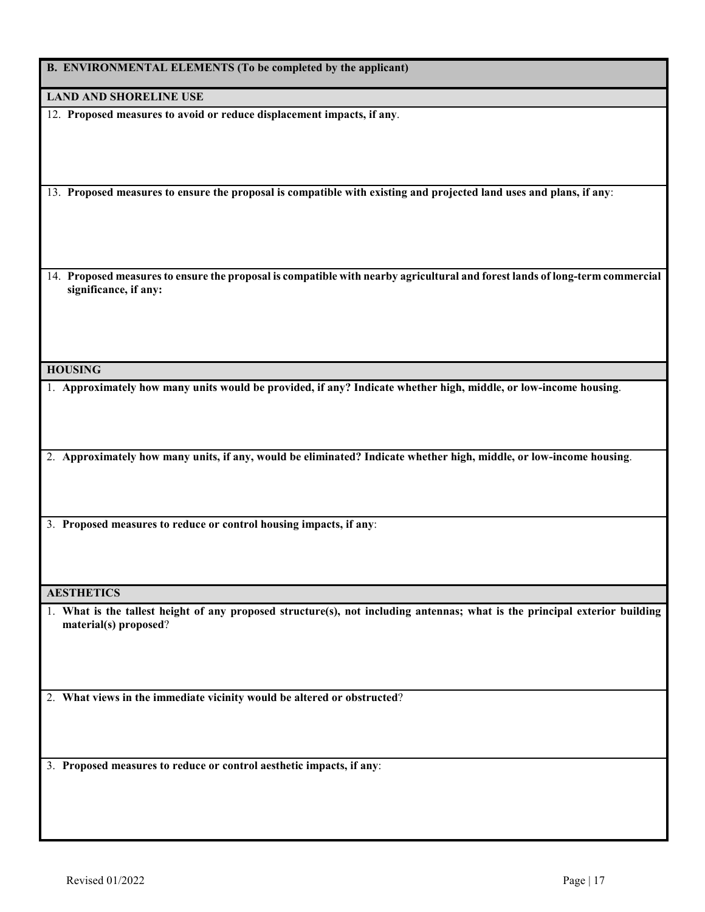## B. ENVIRONMENTAL ELEMENTS (To be completed by the applicant)

### LAND AND SHORELINE USE

12. **Proposed measures to avoid or reduce displacement impacts, if any**.

13. **Proposed measures to ensure the proposal is compatible with existing and projected land uses and plans, if any**:

14. **Proposed measures to ensure the proposal is compatible with nearby agricultural and forest lands of long-term commercial significance, if any:**

### HOUSING

1. **Approximately how many units would be provided, if any? Indicate whether high, middle, or low-income housing**.

2. **Approximately how many units, if any, would be eliminated? Indicate whether high, middle, or low-income housing**.

3. **Proposed measures to reduce or control housing impacts, if any**:

### AESTHETICS

1. **What is the tallest height of any proposed structure(s), not including antennas; what is the principal exterior building material(s) proposed**?

2. **What views in the immediate vicinity would be altered or obstructed**?

3. **Proposed measures to reduce or control aesthetic impacts, if any**:

Revised 01/2022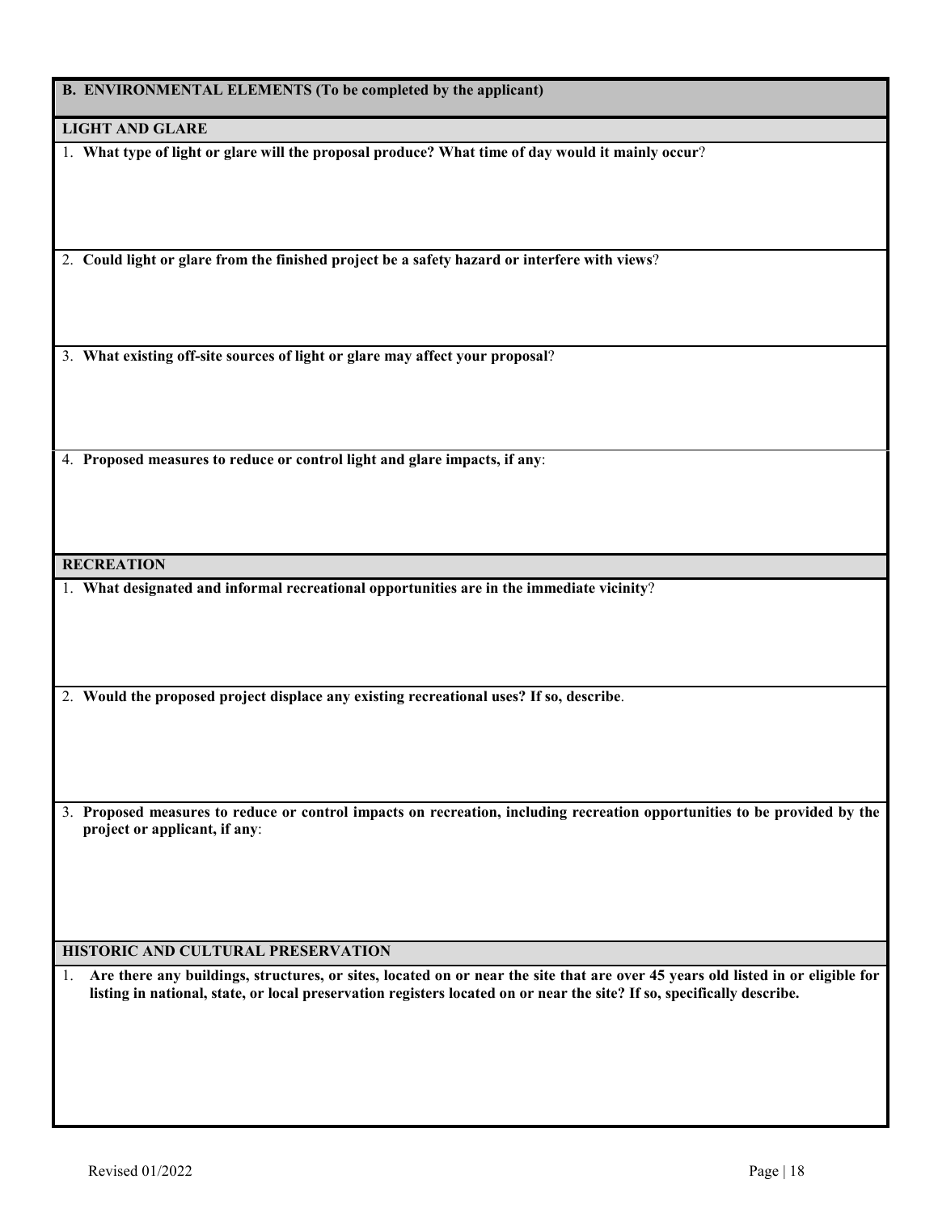## B. ENVIRONMENTAL ELEMENTS (To be completed by the applicant)

### LIGHT AND GLARE

1. **What type of light or glare will the proposal produce? What time of day would it mainly occur**?

2. **Could light or glare from the finished project be a safety hazard or interfere with views**?

3. **What existing off-site sources of light or glare may affect your proposal**?

4. **Proposed measures to reduce or control light and glare impacts, if any**:

### RECREATION

1. **What designated and informal recreational opportunities are in the immediate vicinity**?

2. **Would the proposed project displace any existing recreational uses? If so, describe**.

3. **Proposed measures to reduce or control impacts on recreation, including recreation opportunities to be provided by the project or applicant, if any**:

### HISTORIC AND CULTURAL PRESERVATION

1. **Are there any buildings, structures, or sites, located on or near the site that are over 45 years old listed in or eligible for listing in national, state, or local preservation registers located on or near the site? If so, specifically describe.**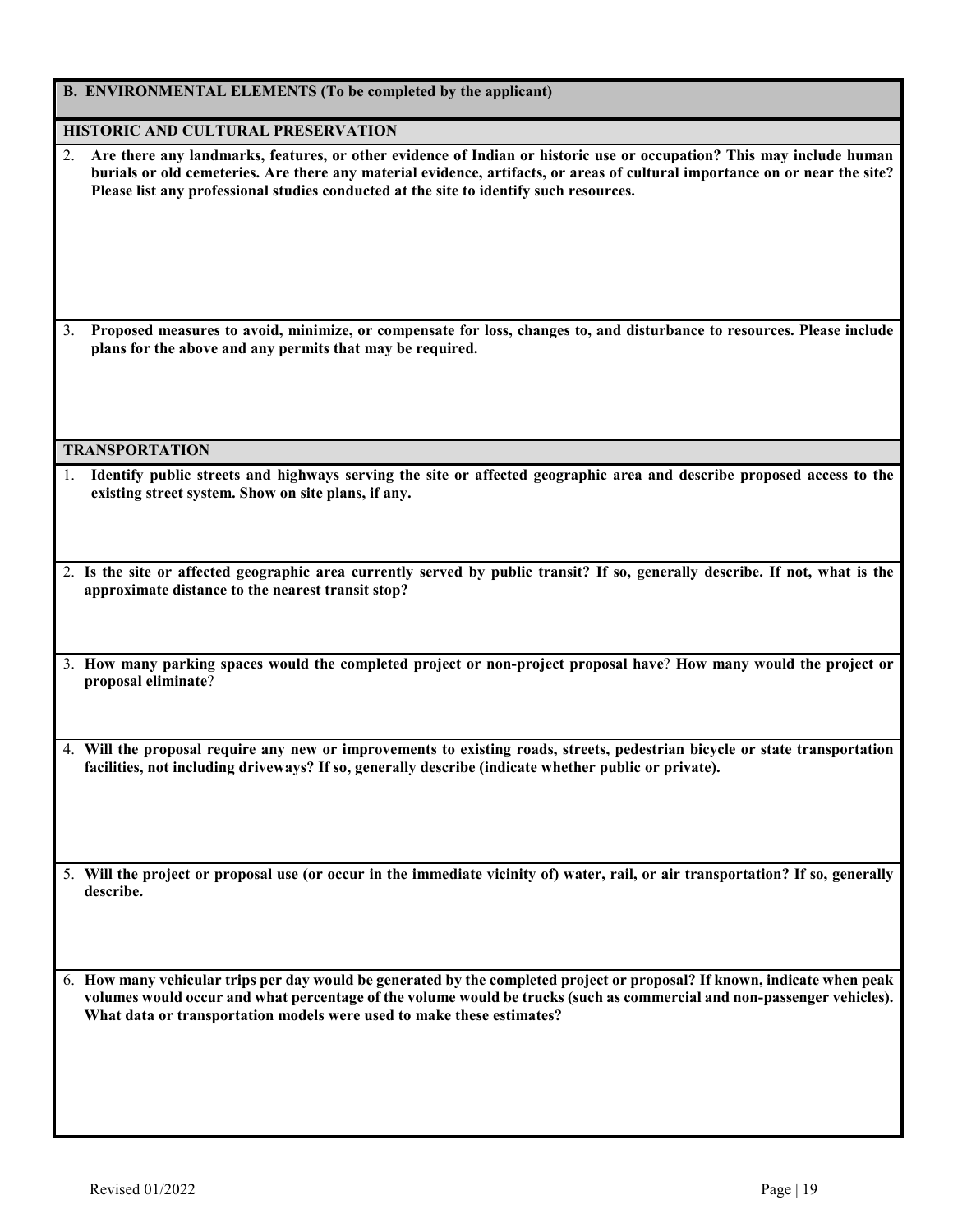**B. ENVIRONMENTAL ELEMENTS (To be completed by the applicant)**

**HISTORIC AND CULTURAL PRESERVATION**

2. **Are there any landmarks, features, or other evidence of Indian or historic use or occupation? This may include human burials or old cemeteries. Are there any material evidence, artifacts, or areas of cultural importance on or near the site? Please list any professional studies conducted at the site to identify such resources.**

3. **Proposed measures to avoid, minimize, or compensate for loss, changes to, and disturbance to resources. Please include plans for the above and any permits that may be required.**

**TRANSPORTATION**

1. **Identify public streets and highways serving the site or affected geographic area and describe proposed access to the existing street system. Show on site plans, if any.**

2. **Is the site or affected geographic area currently served by public transit? If so, generally describe. If not, what is the approximate distance to the nearest transit stop?**

3. **How many parking spaces would the completed project or non-project proposal have**? **How many would the project or proposal eliminate**?

4. **Will the proposal require any new or improvements to existing roads, streets, pedestrian bicycle or state transportation facilities, not including driveways? If so, generally describe (indicate whether public or private).**

5. **Will the project or proposal use (or occur in the immediate vicinity of) water, rail, or air transportation? If so, generally describe.**

6. **How many vehicular trips per day would be generated by the completed project or proposal? If known, indicate when peak volumes would occur and what percentage of the volume would be trucks (such as commercial and non-passenger vehicles). What data or transportation models were used to make these estimates?**

Revised 01/2022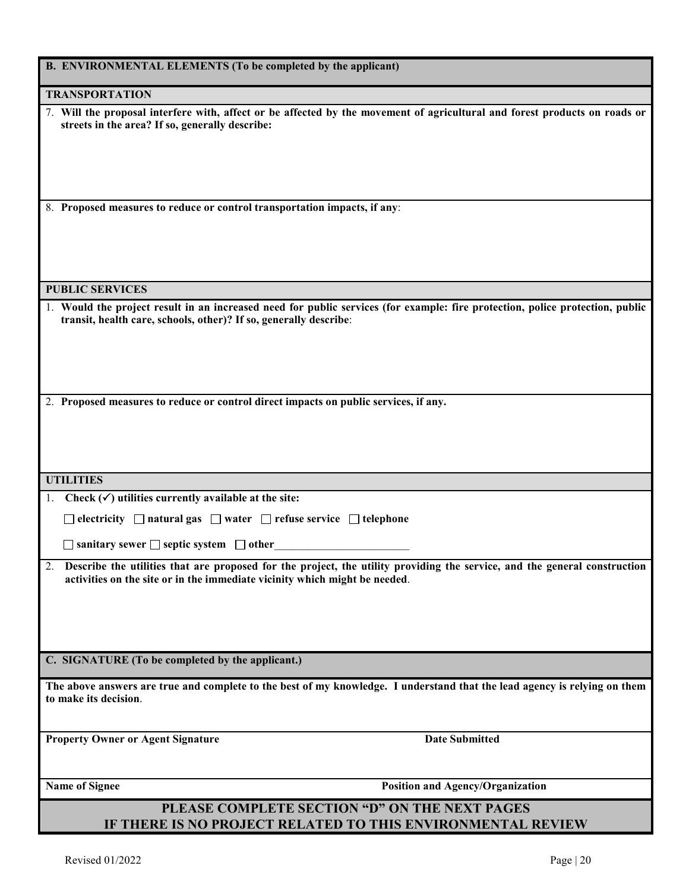## B. ENVIRONMENTAL ELEMENTS (To be completed by the applicant)

### TRANSPORTATION

7. **Will the proposal interfere with, affect or be affected by the movement of agricultural and forest products on roads or streets in the area? If so, generally describe:**

8. **Proposed measures to reduce or control transportation impacts, if any**:

### PUBLIC SERVICES

1. **Would the project result in an increased need for public services (for example: fire protection, police protection, public transit, health care, schools, other)? If so, generally describe**:

2. **Proposed measures to reduce or control direct impacts on public services, if any.**

### UTILITIES

1. **Check (✓) utilities currently available at the site:**

   ☐ **electricity** ☐ **natural gas** ☐ **water** ☐ **refuse service** ☐ **telephone**

   ☐ **sanitary sewer** ☐ **septic system** ☐ **other**________________________

2. **Describe the utilities that are proposed for the project, the utility providing the service, and the general construction activities on the site or in the immediate vicinity which might be needed**.

## C. SIGNATURE (To be completed by the applicant.)

**The above answers are true and complete to the best of my knowledge. I understand that the lead agency is relying on them to make its decision**.

| **Property Owner or Agent Signature** | **Date Submitted** |
|---|---|
| **Name of Signee** | **Position and Agency/Organization** |

**PLEASE COMPLETE SECTION "D" ON THE NEXT PAGES**
**IF THERE IS NO PROJECT RELATED TO THIS ENVIRONMENTAL REVIEW**

Revised 01/2022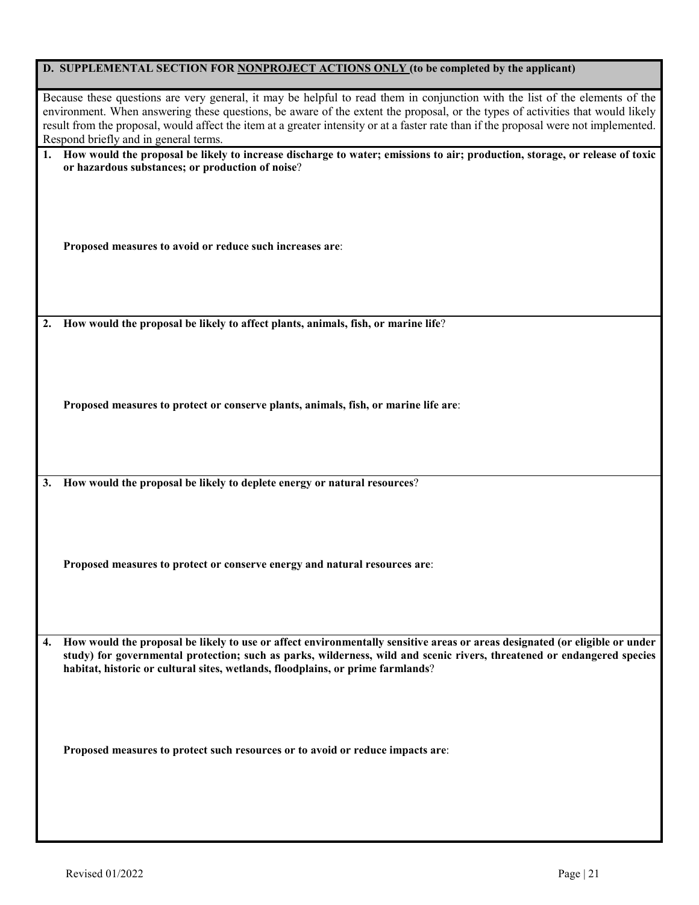## D. SUPPLEMENTAL SECTION FOR NONPROJECT ACTIONS ONLY (to be completed by the applicant)

Because these questions are very general, it may be helpful to read them in conjunction with the list of the elements of the environment. When answering these questions, be aware of the extent the proposal, or the types of activities that would likely result from the proposal, would affect the item at a greater intensity or at a faster rate than if the proposal were not implemented. Respond briefly and in general terms.

**1. How would the proposal be likely to increase discharge to water; emissions to air; production, storage, or release of toxic or hazardous substances; or production of noise**?

**Proposed measures to avoid or reduce such increases are**:

**2. How would the proposal be likely to affect plants, animals, fish, or marine life**?

**Proposed measures to protect or conserve plants, animals, fish, or marine life are**:

**3. How would the proposal be likely to deplete energy or natural resources**?

**Proposed measures to protect or conserve energy and natural resources are**:

**4. How would the proposal be likely to use or affect environmentally sensitive areas or areas designated (or eligible or under study) for governmental protection; such as parks, wilderness, wild and scenic rivers, threatened or endangered species habitat, historic or cultural sites, wetlands, floodplains, or prime farmlands**?

**Proposed measures to protect such resources or to avoid or reduce impacts are**:

Revised 01/2022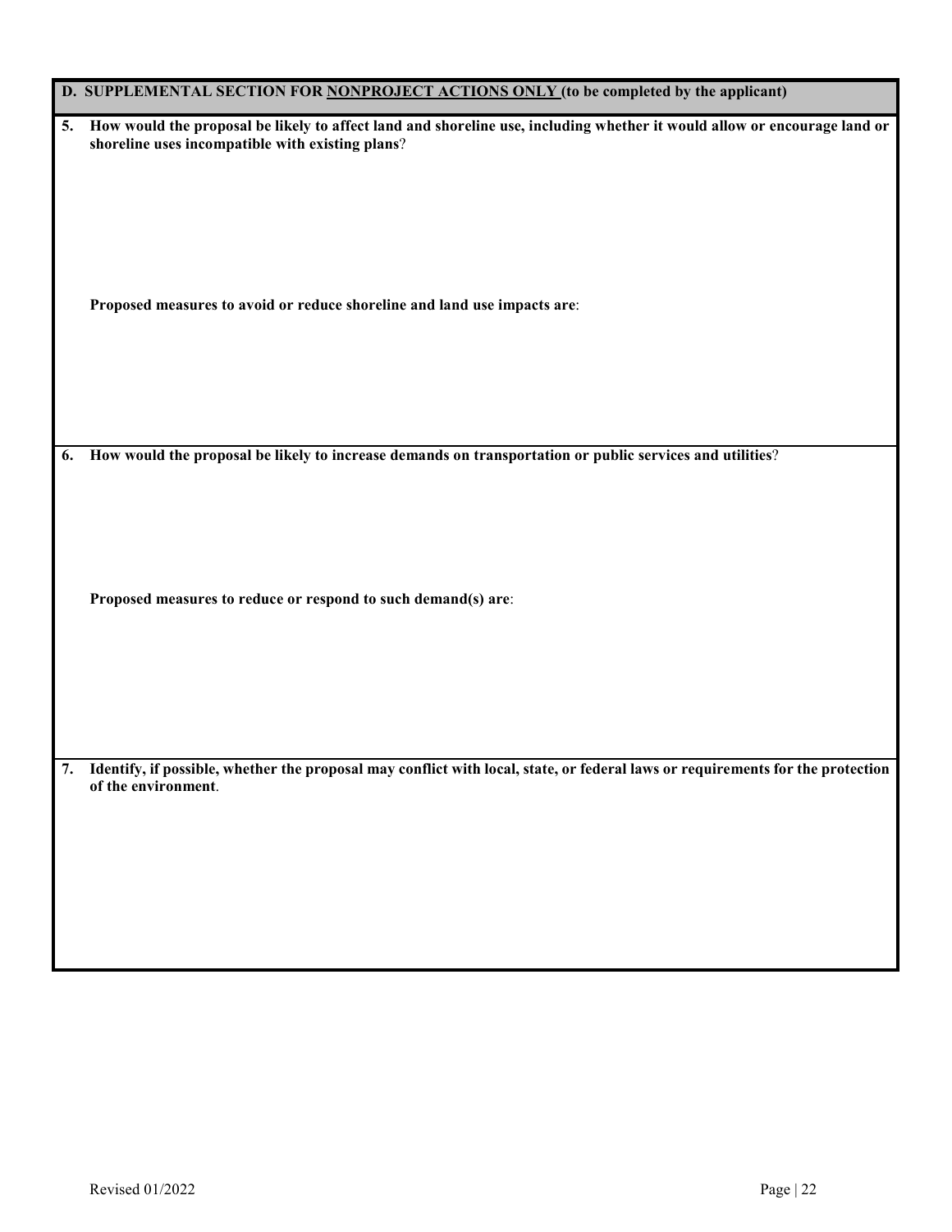## D. SUPPLEMENTAL SECTION FOR NONPROJECT ACTIONS ONLY (to be completed by the applicant)

**5. How would the proposal be likely to affect land and shoreline use, including whether it would allow or encourage land or shoreline uses incompatible with existing plans?**

**Proposed measures to avoid or reduce shoreline and land use impacts are:**

**6. How would the proposal be likely to increase demands on transportation or public services and utilities?**

**Proposed measures to reduce or respond to such demand(s) are:**

**7. Identify, if possible, whether the proposal may conflict with local, state, or federal laws or requirements for the protection of the environment.**

Revised 01/2022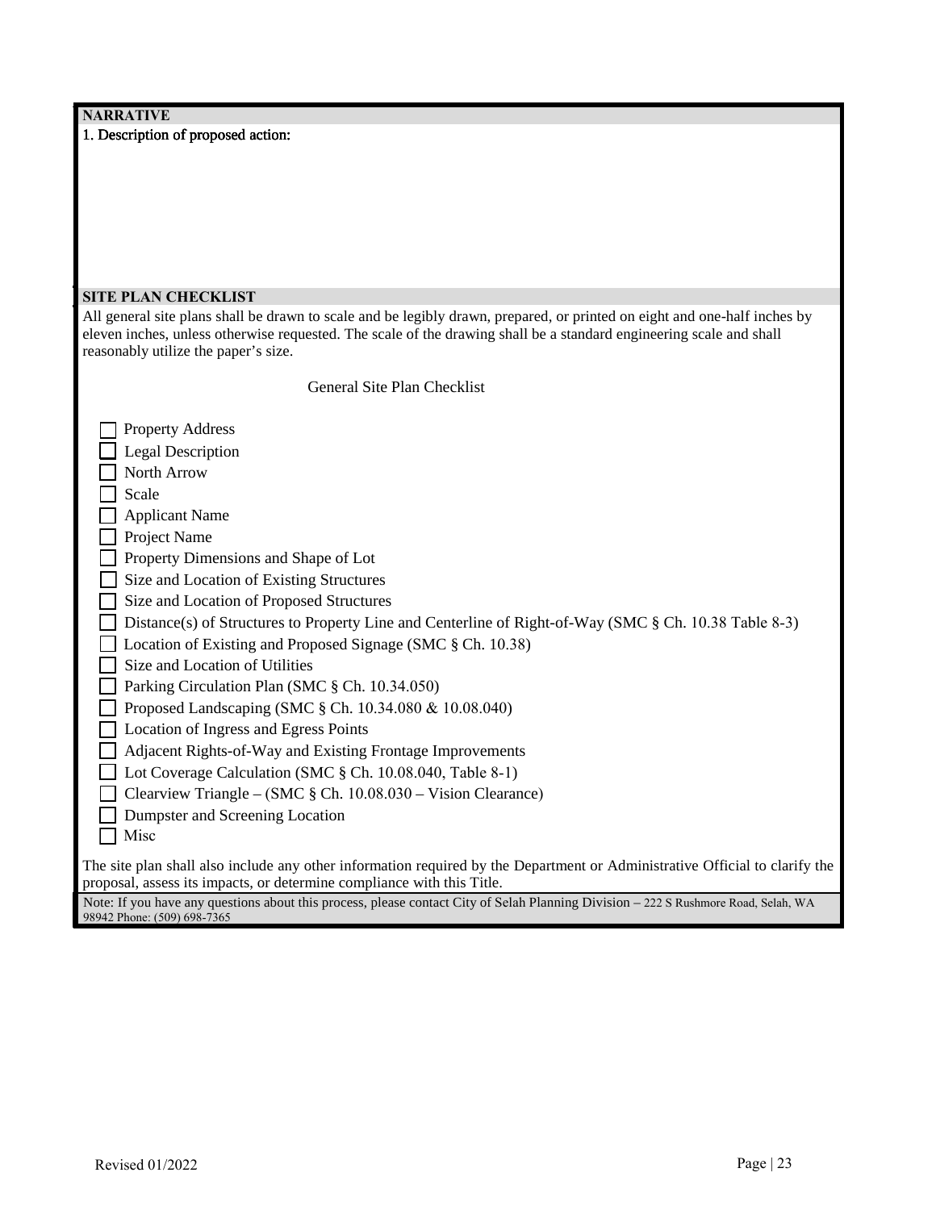## NARRATIVE

1. Description of proposed action:

## SITE PLAN CHECKLIST

All general site plans shall be drawn to scale and be legibly drawn, prepared, or printed on eight and one-half inches by eleven inches, unless otherwise requested. The scale of the drawing shall be a standard engineering scale and shall reasonably utilize the paper's size.

General Site Plan Checklist

- [ ] Property Address
- [ ] Legal Description
- [ ] North Arrow
- [ ] Scale
- [ ] Applicant Name
- [ ] Project Name
- [ ] Property Dimensions and Shape of Lot
- [ ] Size and Location of Existing Structures
- [ ] Size and Location of Proposed Structures
- [ ] Distance(s) of Structures to Property Line and Centerline of Right-of-Way (SMC § Ch. 10.38 Table 8-3)
- [ ] Location of Existing and Proposed Signage (SMC § Ch. 10.38)
- [ ] Size and Location of Utilities
- [ ] Parking Circulation Plan (SMC § Ch. 10.34.050)
- [ ] Proposed Landscaping (SMC § Ch. 10.34.080 & 10.08.040)
- [ ] Location of Ingress and Egress Points
- [ ] Adjacent Rights-of-Way and Existing Frontage Improvements
- [ ] Lot Coverage Calculation (SMC § Ch. 10.08.040, Table 8-1)
- [ ] Clearview Triangle – (SMC § Ch. 10.08.030 – Vision Clearance)
- [ ] Dumpster and Screening Location
- [ ] Misc

The site plan shall also include any other information required by the Department or Administrative Official to clarify the proposal, assess its impacts, or determine compliance with this Title.

Note: If you have any questions about this process, please contact City of Selah Planning Division – 222 S Rushmore Road, Selah, WA 98942 Phone: (509) 698-7365

Revised 01/2022